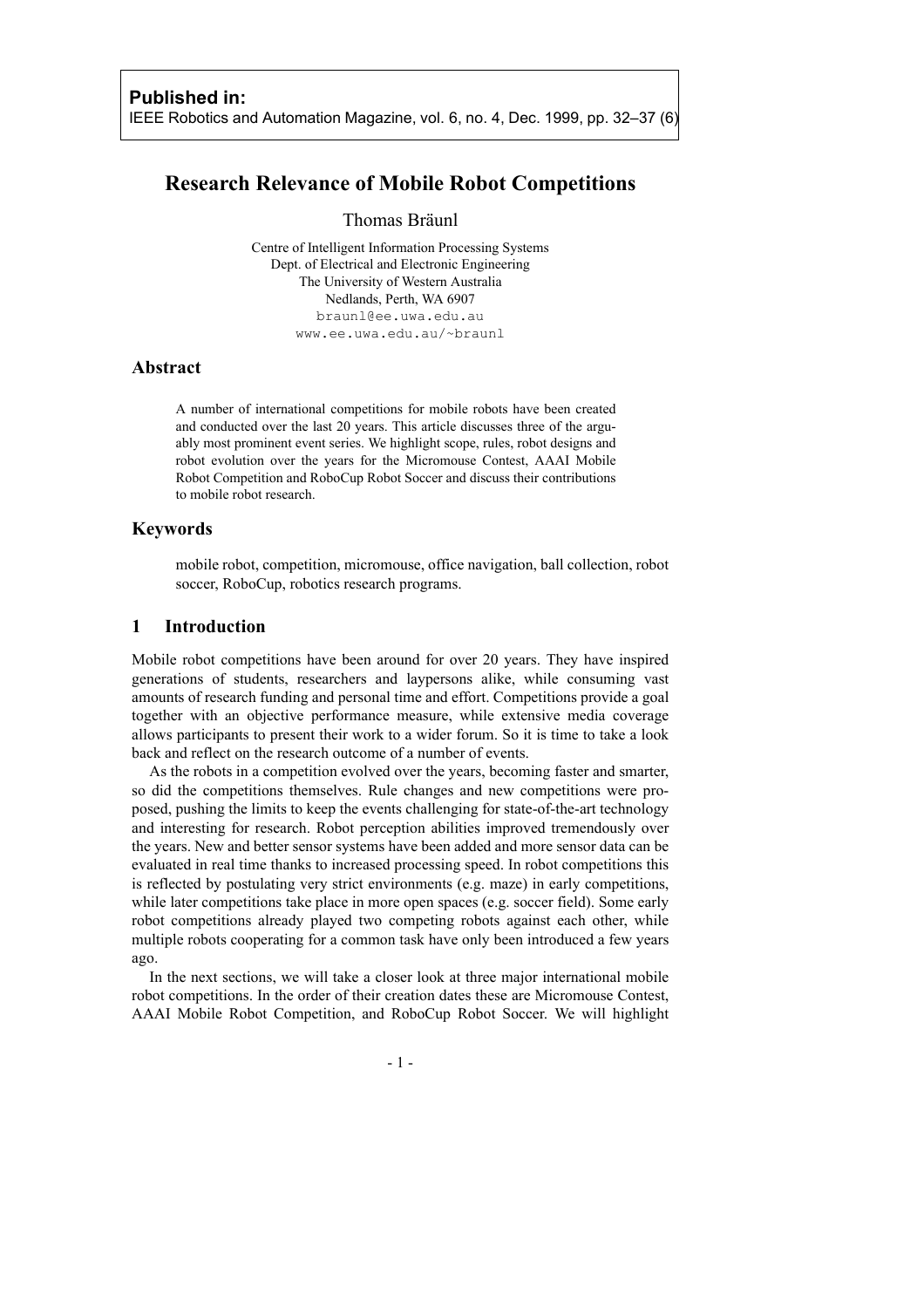**Published in:**
IEEE Robotics and Automation Magazine, vol. 6, no. 4, Dec. 1999, pp. 32–37 (6)

# Research Relevance of Mobile Robot Competitions

Thomas Bräunl

Centre of Intelligent Information Processing Systems
Dept. of Electrical and Electronic Engineering
The University of Western Australia
Nedlands, Perth, WA 6907
braunl@ee.uwa.edu.au
www.ee.uwa.edu.au/~braunl

## Abstract

A number of international competitions for mobile robots have been created and conducted over the last 20 years. This article discusses three of the arguably most prominent event series. We highlight scope, rules, robot designs and robot evolution over the years for the Micromouse Contest, AAAI Mobile Robot Competition and RoboCup Robot Soccer and discuss their contributions to mobile robot research.

## Keywords

mobile robot, competition, micromouse, office navigation, ball collection, robot soccer, RoboCup, robotics research programs.

## 1 Introduction

Mobile robot competitions have been around for over 20 years. They have inspired generations of students, researchers and laypersons alike, while consuming vast amounts of research funding and personal time and effort. Competitions provide a goal together with an objective performance measure, while extensive media coverage allows participants to present their work to a wider forum. So it is time to take a look back and reflect on the research outcome of a number of events.

As the robots in a competition evolved over the years, becoming faster and smarter, so did the competitions themselves. Rule changes and new competitions were proposed, pushing the limits to keep the events challenging for state-of-the-art technology and interesting for research. Robot perception abilities improved tremendously over the years. New and better sensor systems have been added and more sensor data can be evaluated in real time thanks to increased processing speed. In robot competitions this is reflected by postulating very strict environments (e.g. maze) in early competitions, while later competitions take place in more open spaces (e.g. soccer field). Some early robot competitions already played two competing robots against each other, while multiple robots cooperating for a common task have only been introduced a few years ago.

In the next sections, we will take a closer look at three major international mobile robot competitions. In the order of their creation dates these are Micromouse Contest, AAAI Mobile Robot Competition, and RoboCup Robot Soccer. We will highlight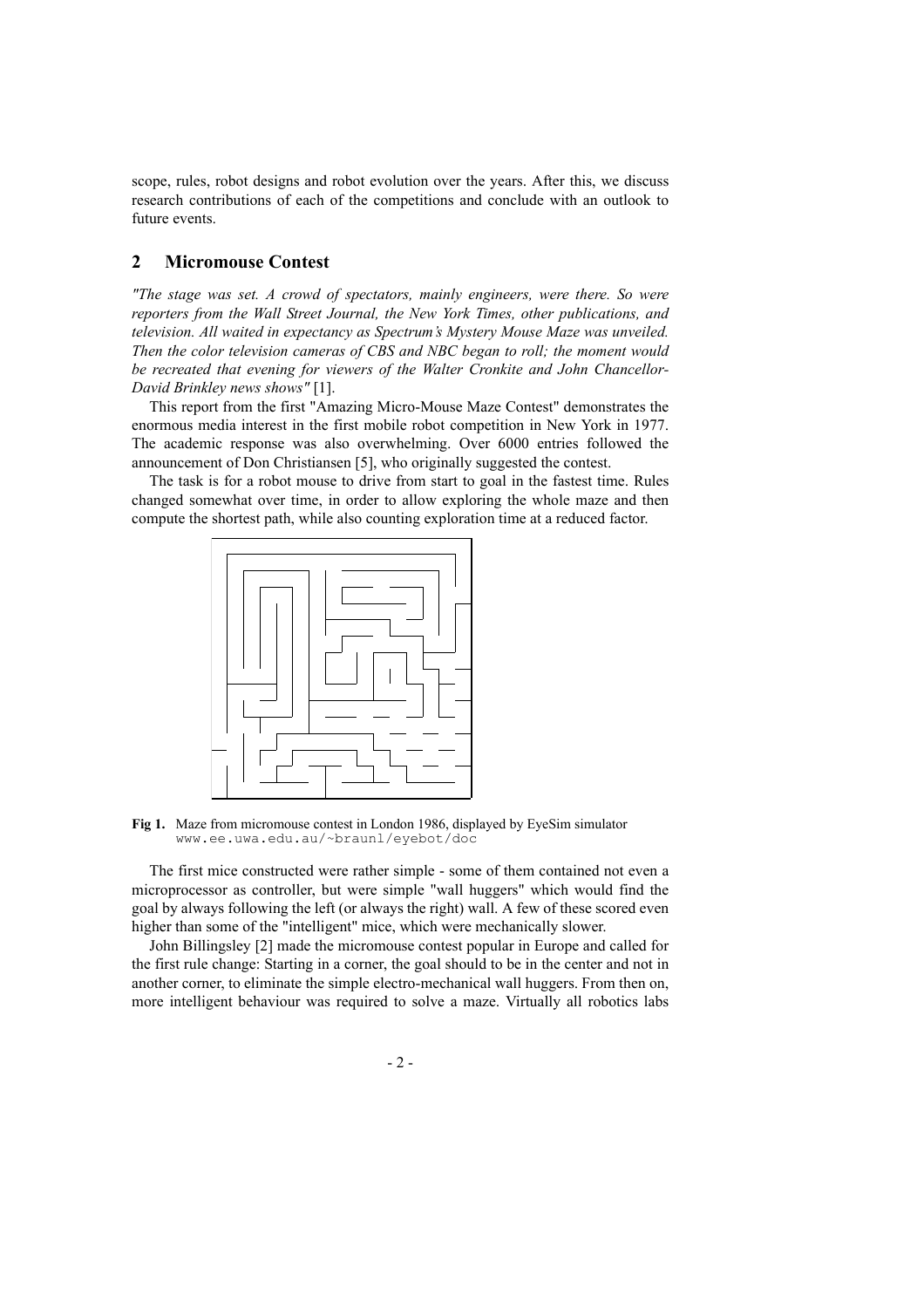scope, rules, robot designs and robot evolution over the years. After this, we discuss research contributions of each of the competitions and conclude with an outlook to future events.

## 2 Micromouse Contest

*"The stage was set. A crowd of spectators, mainly engineers, were there. So were reporters from the Wall Street Journal, the New York Times, other publications, and television. All waited in expectancy as Spectrum's Mystery Mouse Maze was unveiled. Then the color television cameras of CBS and NBC began to roll; the moment would be recreated that evening for viewers of the Walter Cronkite and John Chancellor-David Brinkley news shows"* [1].

This report from the first "Amazing Micro-Mouse Maze Contest" demonstrates the enormous media interest in the first mobile robot competition in New York in 1977. The academic response was also overwhelming. Over 6000 entries followed the announcement of Don Christiansen [5], who originally suggested the contest.

The task is for a robot mouse to drive from start to goal in the fastest time. Rules changed somewhat over time, in order to allow exploring the whole maze and then compute the shortest path, while also counting exploration time at a reduced factor.

**Fig 1.** Maze from micromouse contest in London 1986, displayed by EyeSim simulator `www.ee.uwa.edu.au/~braunl/eyebot/doc`

The first mice constructed were rather simple - some of them contained not even a microprocessor as controller, but were simple "wall huggers" which would find the goal by always following the left (or always the right) wall. A few of these scored even higher than some of the "intelligent" mice, which were mechanically slower.

John Billingsley [2] made the micromouse contest popular in Europe and called for the first rule change: Starting in a corner, the goal should to be in the center and not in another corner, to eliminate the simple electro-mechanical wall huggers. From then on, more intelligent behaviour was required to solve a maze. Virtually all robotics labs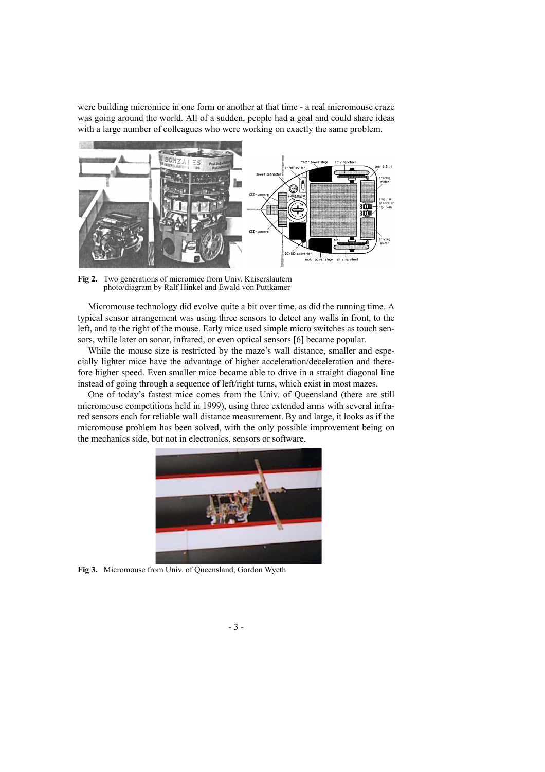were building micromice in one form or another at that time - a real micromouse craze was going around the world. All of a sudden, people had a goal and could share ideas with a large number of colleagues who were working on exactly the same problem.

**Fig 2.** Two generations of micromice from Univ. Kaiserslautern photo/diagram by Ralf Hinkel and Ewald von Puttkamer

Micromouse technology did evolve quite a bit over time, as did the running time. A typical sensor arrangement was using three sensors to detect any walls in front, to the left, and to the right of the mouse. Early mice used simple micro switches as touch sensors, while later on sonar, infrared, or even optical sensors [6] became popular.

While the mouse size is restricted by the maze's wall distance, smaller and especially lighter mice have the advantage of higher acceleration/deceleration and therefore higher speed. Even smaller mice became able to drive in a straight diagonal line instead of going through a sequence of left/right turns, which exist in most mazes.

One of today's fastest mice comes from the Univ. of Queensland (there are still micromouse competitions held in 1999), using three extended arms with several infrared sensors each for reliable wall distance measurement. By and large, it looks as if the micromouse problem has been solved, with the only possible improvement being on the mechanics side, but not in electronics, sensors or software.

**Fig 3.** Micromouse from Univ. of Queensland, Gordon Wyeth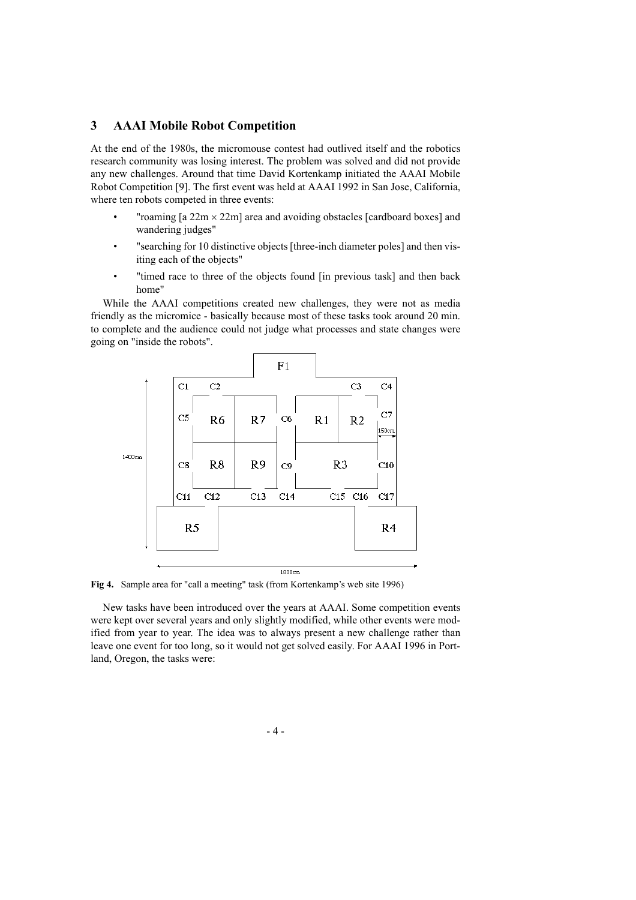## 3 AAAI Mobile Robot Competition

At the end of the 1980s, the micromouse contest had outlived itself and the robotics research community was losing interest. The problem was solved and did not provide any new challenges. Around that time David Kortenkamp initiated the AAAI Mobile Robot Competition [9]. The first event was held at AAAI 1992 in San Jose, California, where ten robots competed in three events:

- "roaming [a 22m × 22m] area and avoiding obstacles [cardboard boxes] and wandering judges"
- "searching for 10 distinctive objects [three-inch diameter poles] and then visiting each of the objects"
- "timed race to three of the objects found [in previous task] and then back home"

While the AAAI competitions created new challenges, they were not as media friendly as the micromice - basically because most of these tasks took around 20 min. to complete and the audience could not judge what processes and state changes were going on "inside the robots".

**Fig 4.** Sample area for "call a meeting" task (from Kortenkamp's web site 1996)

New tasks have been introduced over the years at AAAI. Some competition events were kept over several years and only slightly modified, while other events were modified from year to year. The idea was to always present a new challenge rather than leave one event for too long, so it would not get solved easily. For AAAI 1996 in Portland, Oregon, the tasks were: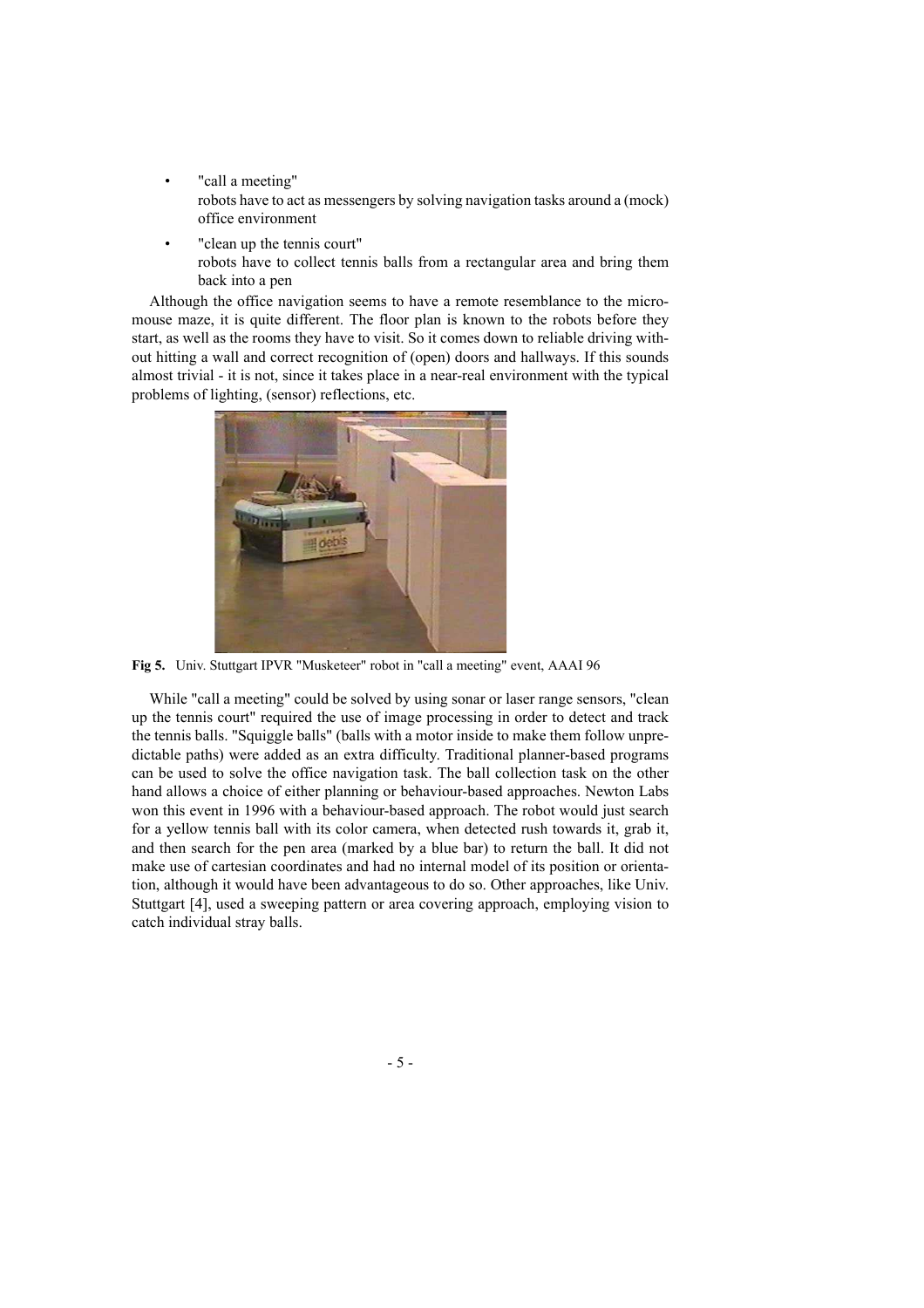- "call a meeting"
  robots have to act as messengers by solving navigation tasks around a (mock) office environment
- "clean up the tennis court"
  robots have to collect tennis balls from a rectangular area and bring them back into a pen

Although the office navigation seems to have a remote resemblance to the micromouse maze, it is quite different. The floor plan is known to the robots before they start, as well as the rooms they have to visit. So it comes down to reliable driving without hitting a wall and correct recognition of (open) doors and hallways. If this sounds almost trivial - it is not, since it takes place in a near-real environment with the typical problems of lighting, (sensor) reflections, etc.

**Fig 5.** Univ. Stuttgart IPVR "Musketeer" robot in "call a meeting" event, AAAI 96

While "call a meeting" could be solved by using sonar or laser range sensors, "clean up the tennis court" required the use of image processing in order to detect and track the tennis balls. "Squiggle balls" (balls with a motor inside to make them follow unpredictable paths) were added as an extra difficulty. Traditional planner-based programs can be used to solve the office navigation task. The ball collection task on the other hand allows a choice of either planning or behaviour-based approaches. Newton Labs won this event in 1996 with a behaviour-based approach. The robot would just search for a yellow tennis ball with its color camera, when detected rush towards it, grab it, and then search for the pen area (marked by a blue bar) to return the ball. It did not make use of cartesian coordinates and had no internal model of its position or orientation, although it would have been advantageous to do so. Other approaches, like Univ. Stuttgart [4], used a sweeping pattern or area covering approach, employing vision to catch individual stray balls.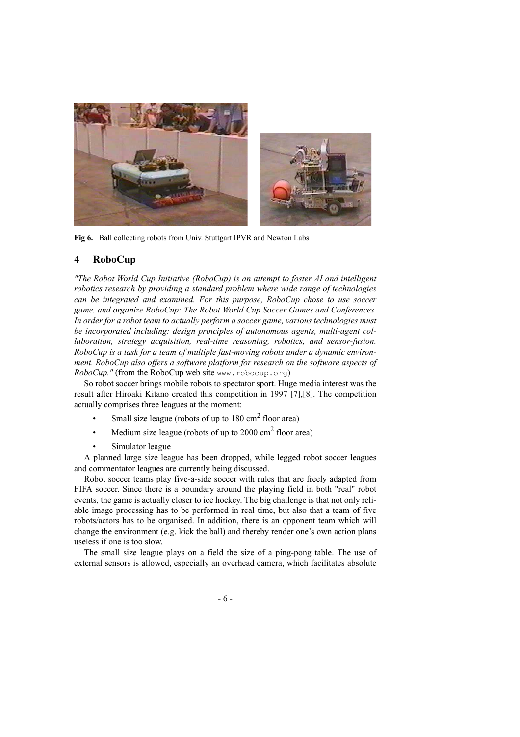**Fig 6.** Ball collecting robots from Univ. Stuttgart IPVR and Newton Labs

## 4 RoboCup

*"The Robot World Cup Initiative (RoboCup) is an attempt to foster AI and intelligent robotics research by providing a standard problem where wide range of technologies can be integrated and examined. For this purpose, RoboCup chose to use soccer game, and organize RoboCup: The Robot World Cup Soccer Games and Conferences. In order for a robot team to actually perform a soccer game, various technologies must be incorporated including: design principles of autonomous agents, multi-agent collaboration, strategy acquisition, real-time reasoning, robotics, and sensor-fusion. RoboCup is a task for a team of multiple fast-moving robots under a dynamic environment. RoboCup also offers a software platform for research on the software aspects of RoboCup."* (from the RoboCup web site `www.robocup.org`)

So robot soccer brings mobile robots to spectator sport. Huge media interest was the result after Hiroaki Kitano created this competition in 1997 [7],[8]. The competition actually comprises three leagues at the moment:

- Small size league (robots of up to 180 cm$^2$ floor area)
- Medium size league (robots of up to 2000 cm$^2$ floor area)
- Simulator league

A planned large size league has been dropped, while legged robot soccer leagues and commentator leagues are currently being discussed.

Robot soccer teams play five-a-side soccer with rules that are freely adapted from FIFA soccer. Since there is a boundary around the playing field in both "real" robot events, the game is actually closer to ice hockey. The big challenge is that not only reliable image processing has to be performed in real time, but also that a team of five robots/actors has to be organised. In addition, there is an opponent team which will change the environment (e.g. kick the ball) and thereby render one's own action plans useless if one is too slow.

The small size league plays on a field the size of a ping-pong table. The use of external sensors is allowed, especially an overhead camera, which facilitates absolute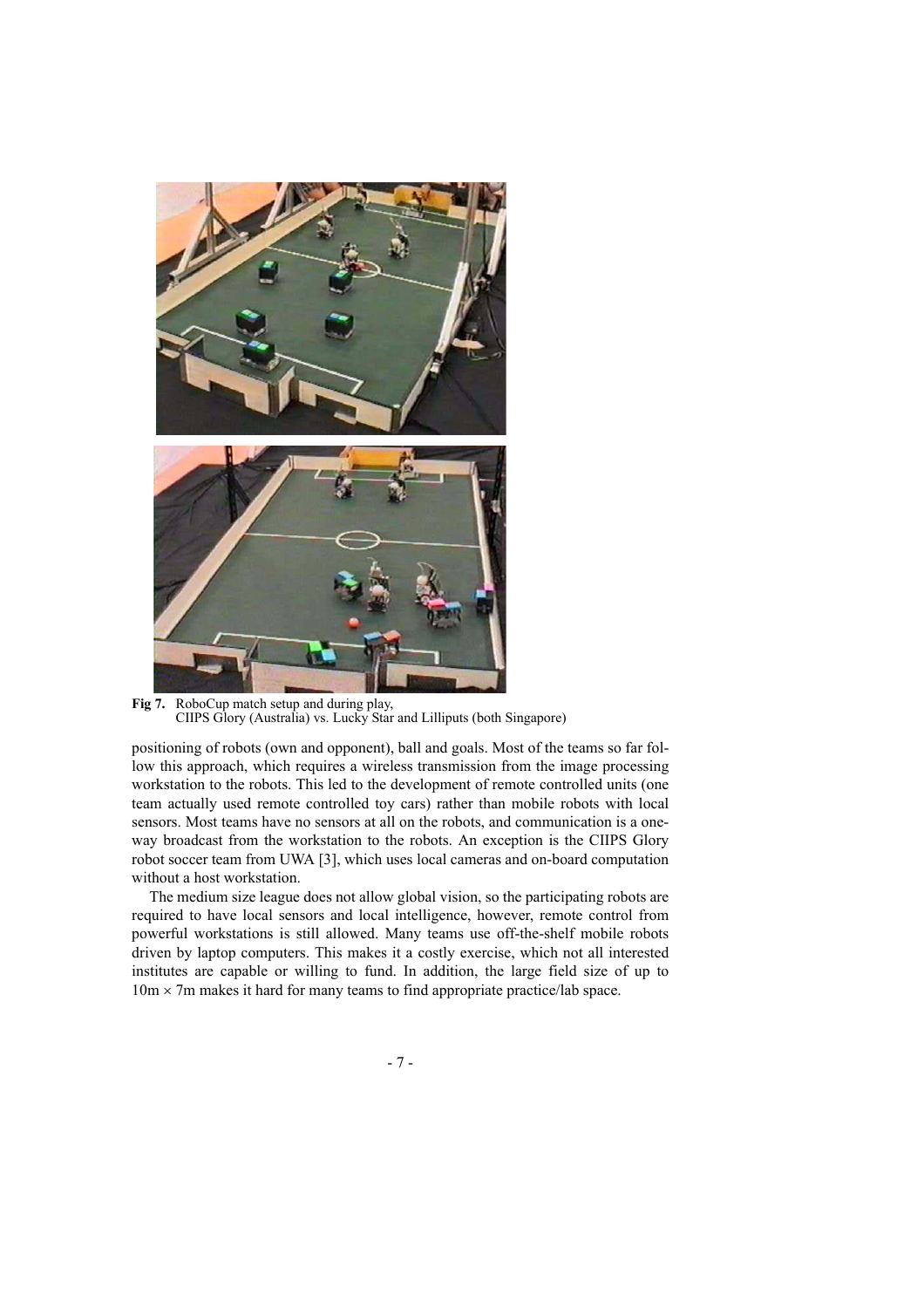**Fig 7.** RoboCup match setup and during play,
CIIPS Glory (Australia) vs. Lucky Star and Lilliputs (both Singapore)

positioning of robots (own and opponent), ball and goals. Most of the teams so far follow this approach, which requires a wireless transmission from the image processing workstation to the robots. This led to the development of remote controlled units (one team actually used remote controlled toy cars) rather than mobile robots with local sensors. Most teams have no sensors at all on the robots, and communication is a one-way broadcast from the workstation to the robots. An exception is the CIIPS Glory robot soccer team from UWA [3], which uses local cameras and on-board computation without a host workstation.

The medium size league does not allow global vision, so the participating robots are required to have local sensors and local intelligence, however, remote control from powerful workstations is still allowed. Many teams use off-the-shelf mobile robots driven by laptop computers. This makes it a costly exercise, which not all interested institutes are capable or willing to fund. In addition, the large field size of up to $10\text{m} \times 7\text{m}$ makes it hard for many teams to find appropriate practice/lab space.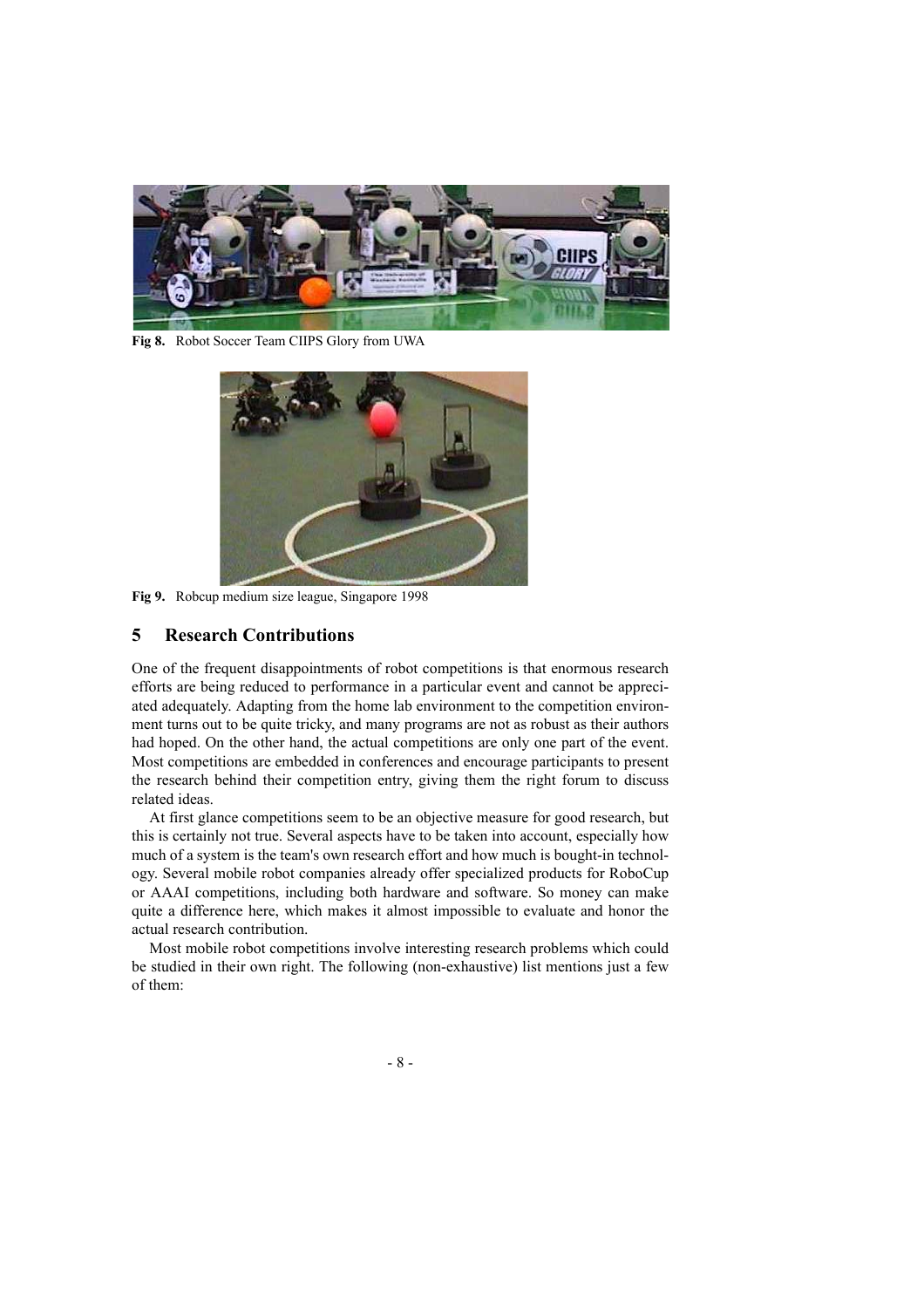**Fig 8.** Robot Soccer Team CIIPS Glory from UWA

**Fig 9.** Robcup medium size league, Singapore 1998

## 5 Research Contributions

One of the frequent disappointments of robot competitions is that enormous research efforts are being reduced to performance in a particular event and cannot be appreciated adequately. Adapting from the home lab environment to the competition environment turns out to be quite tricky, and many programs are not as robust as their authors had hoped. On the other hand, the actual competitions are only one part of the event. Most competitions are embedded in conferences and encourage participants to present the research behind their competition entry, giving them the right forum to discuss related ideas.

At first glance competitions seem to be an objective measure for good research, but this is certainly not true. Several aspects have to be taken into account, especially how much of a system is the team's own research effort and how much is bought-in technology. Several mobile robot companies already offer specialized products for RoboCup or AAAI competitions, including both hardware and software. So money can make quite a difference here, which makes it almost impossible to evaluate and honor the actual research contribution.

Most mobile robot competitions involve interesting research problems which could be studied in their own right. The following (non-exhaustive) list mentions just a few of them: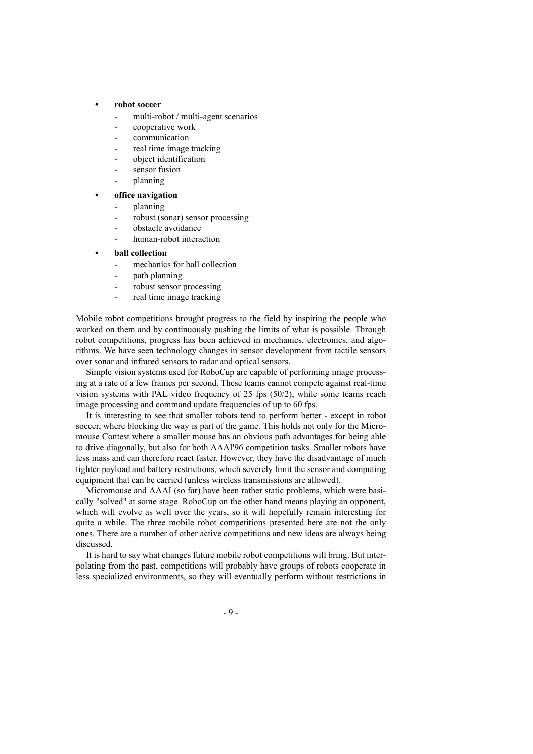- **robot soccer**
  - multi-robot / multi-agent scenarios
  - cooperative work
  - communication
  - real time image tracking
  - object identification
  - sensor fusion
  - planning
- **office navigation**
  - planning
  - robust (sonar) sensor processing
  - obstacle avoidance
  - human-robot interaction
- **ball collection**
  - mechanics for ball collection
  - path planning
  - robust sensor processing
  - real time image tracking

Mobile robot competitions brought progress to the field by inspiring the people who worked on them and by continuously pushing the limits of what is possible. Through robot competitions, progress has been achieved in mechanics, electronics, and algorithms. We have seen technology changes in sensor development from tactile sensors over sonar and infrared sensors to radar and optical sensors.

Simple vision systems used for RoboCup are capable of performing image processing at a rate of a few frames per second. These teams cannot compete against real-time vision systems with PAL video frequency of 25 fps (50/2), while some teams reach image processing and command update frequencies of up to 60 fps.

It is interesting to see that smaller robots tend to perform better - except in robot soccer, where blocking the way is part of the game. This holds not only for the Micromouse Contest where a smaller mouse has an obvious path advantages for being able to drive diagonally, but also for both AAAI'96 competition tasks. Smaller robots have less mass and can therefore react faster. However, they have the disadvantage of much tighter payload and battery restrictions, which severely limit the sensor and computing equipment that can be carried (unless wireless transmissions are allowed).

Micromouse and AAAI (so far) have been rather static problems, which were basically "solved" at some stage. RoboCup on the other hand means playing an opponent, which will evolve as well over the years, so it will hopefully remain interesting for quite a while. The three mobile robot competitions presented here are not the only ones. There are a number of other active competitions and new ideas are always being discussed.

It is hard to say what changes future mobile robot competitions will bring. But interpolating from the past, competitions will probably have groups of robots cooperate in less specialized environments, so they will eventually perform without restrictions in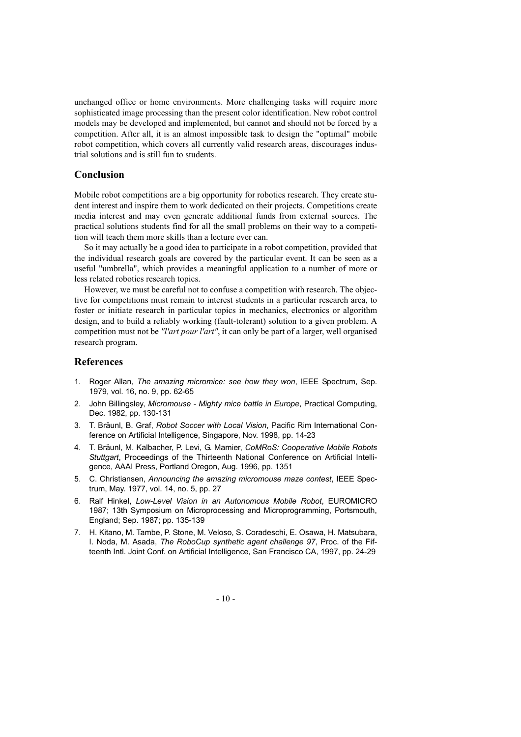unchanged office or home environments. More challenging tasks will require more sophisticated image processing than the present color identification. New robot control models may be developed and implemented, but cannot and should not be forced by a competition. After all, it is an almost impossible task to design the "optimal" mobile robot competition, which covers all currently valid research areas, discourages industrial solutions and is still fun to students.

## Conclusion

Mobile robot competitions are a big opportunity for robotics research. They create student interest and inspire them to work dedicated on their projects. Competitions create media interest and may even generate additional funds from external sources. The practical solutions students find for all the small problems on their way to a competition will teach them more skills than a lecture ever can.

So it may actually be a good idea to participate in a robot competition, provided that the individual research goals are covered by the particular event. It can be seen as a useful "umbrella", which provides a meaningful application to a number of more or less related robotics research topics.

However, we must be careful not to confuse a competition with research. The objective for competitions must remain to interest students in a particular research area, to foster or initiate research in particular topics in mechanics, electronics or algorithm design, and to build a reliably working (fault-tolerant) solution to a given problem. A competition must not be *"l'art pour l'art"*, it can only be part of a larger, well organised research program.

## References

1. Roger Allan, *The amazing micromice: see how they won*, IEEE Spectrum, Sep. 1979, vol. 16, no. 9, pp. 62-65
2. John Billingsley, *Micromouse - Mighty mice battle in Europe*, Practical Computing, Dec. 1982, pp. 130-131
3. T. Bräunl, B. Graf, *Robot Soccer with Local Vision*, Pacific Rim International Conference on Artificial Intelligence, Singapore, Nov. 1998, pp. 14-23
4. T. Bräunl, M. Kalbacher, P. Levi, G. Mamier, *CoMRoS: Cooperative Mobile Robots Stuttgart*, Proceedings of the Thirteenth National Conference on Artificial Intelligence, AAAI Press, Portland Oregon, Aug. 1996, pp. 1351
5. C. Christiansen, *Announcing the amazing micromouse maze contest*, IEEE Spectrum, May. 1977, vol. 14, no. 5, pp. 27
6. Ralf Hinkel, *Low-Level Vision in an Autonomous Mobile Robot*, EUROMICRO 1987; 13th Symposium on Microprocessing and Microprogramming, Portsmouth, England; Sep. 1987; pp. 135-139
7. H. Kitano, M. Tambe, P. Stone, M. Veloso, S. Coradeschi, E. Osawa, H. Matsubara, I. Noda, M. Asada, *The RoboCup synthetic agent challenge 97*, Proc. of the Fifteenth Intl. Joint Conf. on Artificial Intelligence, San Francisco CA, 1997, pp. 24-29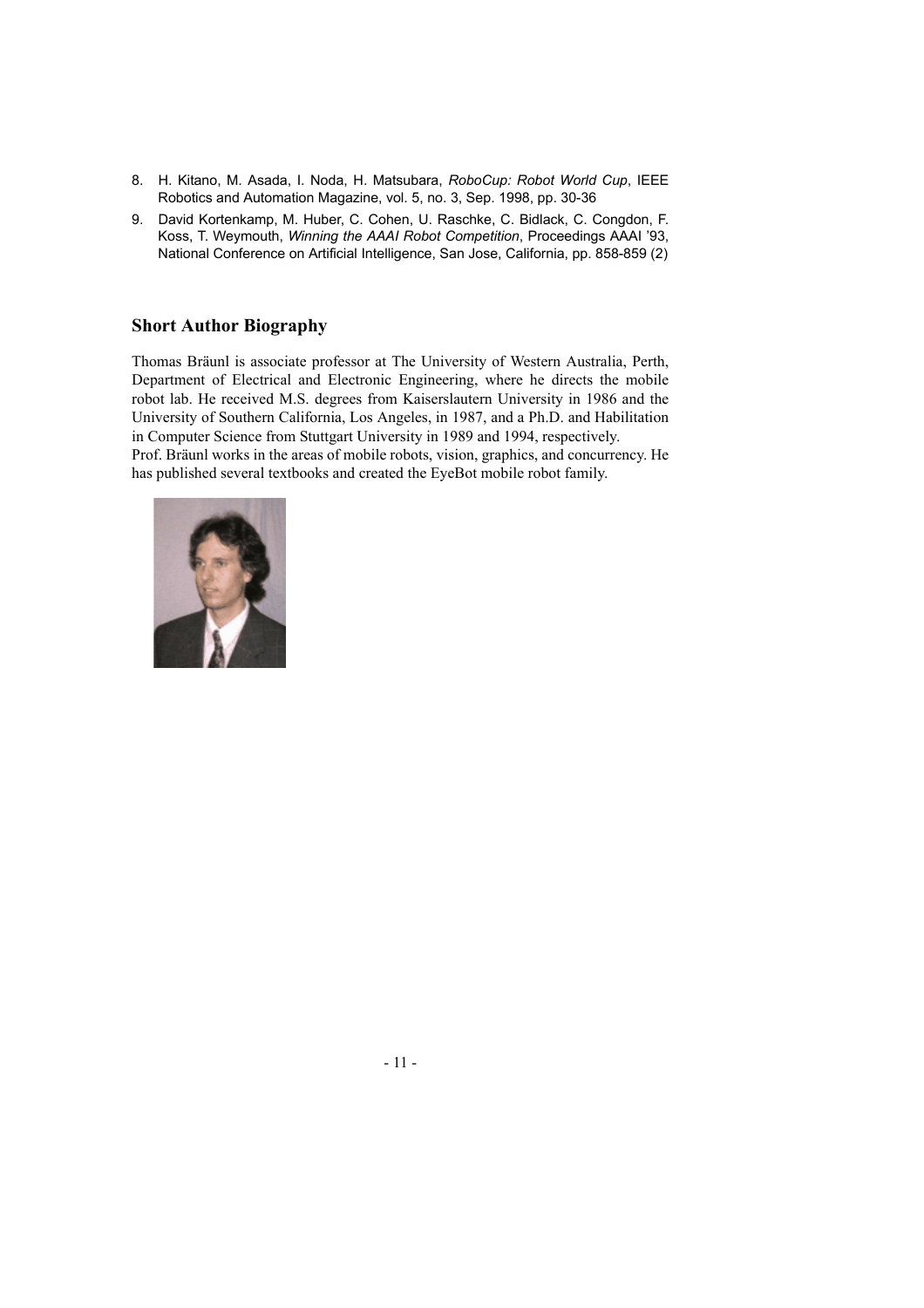8. H. Kitano, M. Asada, I. Noda, H. Matsubara, *RoboCup: Robot World Cup*, IEEE Robotics and Automation Magazine, vol. 5, no. 3, Sep. 1998, pp. 30-36
9. David Kortenkamp, M. Huber, C. Cohen, U. Raschke, C. Bidlack, C. Congdon, F. Koss, T. Weymouth, *Winning the AAAI Robot Competition*, Proceedings AAAI '93, National Conference on Artificial Intelligence, San Jose, California, pp. 858-859 (2)

## Short Author Biography

Thomas Bräunl is associate professor at The University of Western Australia, Perth, Department of Electrical and Electronic Engineering, where he directs the mobile robot lab. He received M.S. degrees from Kaiserslautern University in 1986 and the University of Southern California, Los Angeles, in 1987, and a Ph.D. and Habilitation in Computer Science from Stuttgart University in 1989 and 1994, respectively.
Prof. Bräunl works in the areas of mobile robots, vision, graphics, and concurrency. He has published several textbooks and created the EyeBot mobile robot family.